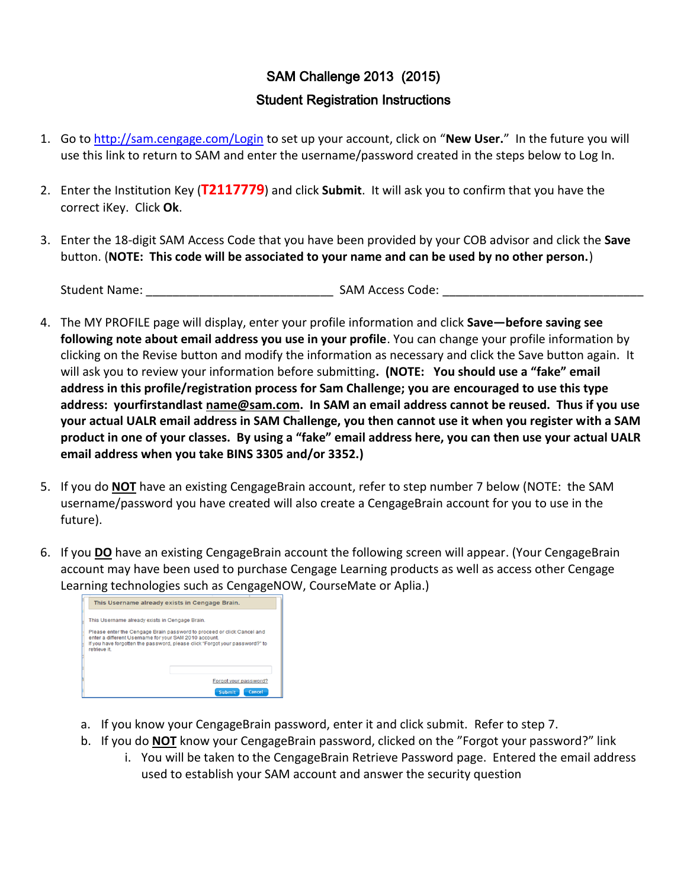# SAM Challenge 2013 (2015)

## Student Registration Instructions

1. Go to http://sam.cengage.com/Login to set up your account, click on "**New User.**" In the future you will use this link to return to SAM and enter the username/password created in the steps below to Log In.

2. Enter the Institution Key (**T2117779**) and click **Submit**. It will ask you to confirm that you have the correct iKey. Click **Ok**.

3. Enter the 18-digit SAM Access Code that you have been provided by your COB advisor and click the **Save** button. (**NOTE: This code will be associated to your name and can be used by no other person.**)

   Student Name: ____________________________ SAM Access Code: ______________________________

4. The MY PROFILE page will display, enter your profile information and click **Save—before saving see following note about email address you use in your profile**. You can change your profile information by clicking on the Revise button and modify the information as necessary and click the Save button again. It will ask you to review your information before submitting**. (NOTE: You should use a "fake" email address in this profile/registration process for Sam Challenge; you are encouraged to use this type address: yourfirstandlast name@sam.com. In SAM an email address cannot be reused. Thus if you use your actual UALR email address in SAM Challenge, you then cannot use it when you register with a SAM product in one of your classes. By using a "fake" email address here, you can then use your actual UALR email address when you take BINS 3305 and/or 3352.)**

5. If you do **NOT** have an existing CengageBrain account, refer to step number 7 below (NOTE: the SAM username/password you have created will also create a CengageBrain account for you to use in the future).

6. If you **DO** have an existing CengageBrain account the following screen will appear. (Your CengageBrain account may have been used to purchase Cengage Learning products as well as access other Cengage Learning technologies such as CengageNOW, CourseMate or Aplia.)

   This Username already exists in Cengage Brain.

   This Username already exists in Cengage Brain.

   Please enter the Cengage Brain password to proceed or click Cancel and enter a different Username for your SAM 2010 account.
   If you have forgotten the password, please click "Forgot your password?" to retrieve it.

   Forgot your password?

   Submit Cancel

   a. If you know your CengageBrain password, enter it and click submit. Refer to step 7.
   b. If you do **NOT** know your CengageBrain password, clicked on the "Forgot your password?" link
      i. You will be taken to the CengageBrain Retrieve Password page. Entered the email address used to establish your SAM account and answer the security question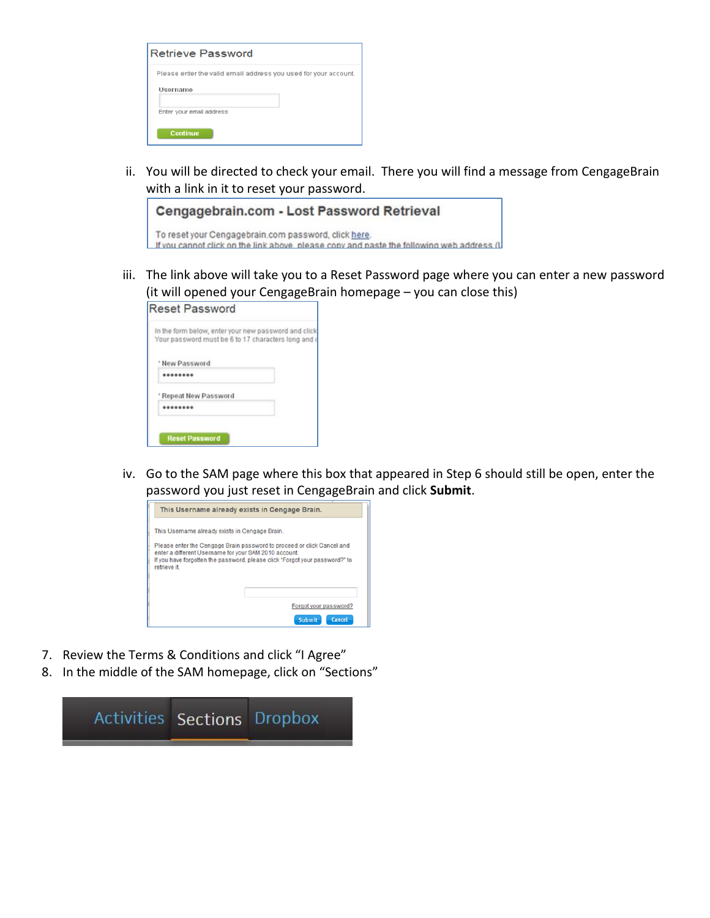Retrieve Password

Please enter the valid email address you used for your account.

Username

Enter your email address

Continue

ii. You will be directed to check your email. There you will find a message from CengageBrain with a link in it to reset your password.

**Cengagebrain.com - Lost Password Retrieval**

To reset your Cengagebrain.com password, click here.
If you cannot click on the link above, please copy and paste the following web address (l

iii. The link above will take you to a Reset Password page where you can enter a new password (it will opened your CengageBrain homepage – you can close this)

Reset Password

In the form below, enter your new password and click
Your password must be 6 to 17 characters long and

* New Password

* Repeat New Password

Reset Password

iv. Go to the SAM page where this box that appeared in Step 6 should still be open, enter the password you just reset in CengageBrain and click **Submit**.

This Username already exists in Cengage Brain.

This Username already exists in Cengage Brain.

Please enter the Cengage Brain password to proceed or click Cancel and enter a different Username for your SAM 2010 account.
If you have forgotten the password, please click "Forgot your password?" to retrieve it.

Forgot your password?

Submit Cancel

7. Review the Terms & Conditions and click "I Agree"
8. In the middle of the SAM homepage, click on "Sections"

Activities Sections Dropbox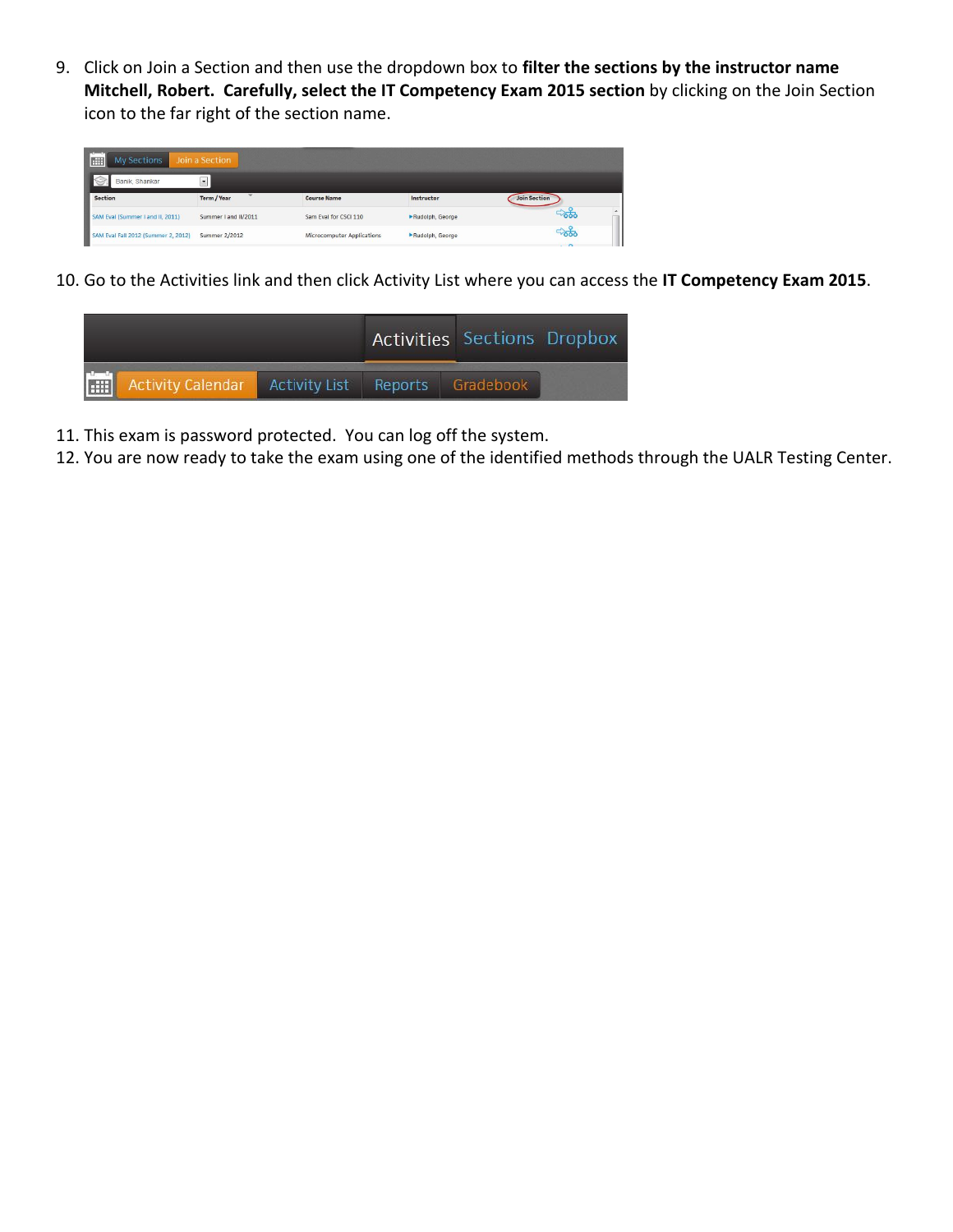9. Click on Join a Section and then use the dropdown box to **filter the sections by the instructor name Mitchell, Robert. Carefully, select the IT Competency Exam 2015 section** by clicking on the Join Section icon to the far right of the section name.

10. Go to the Activities link and then click Activity List where you can access the **IT Competency Exam 2015**.

11. This exam is password protected. You can log off the system.
12. You are now ready to take the exam using one of the identified methods through the UALR Testing Center.